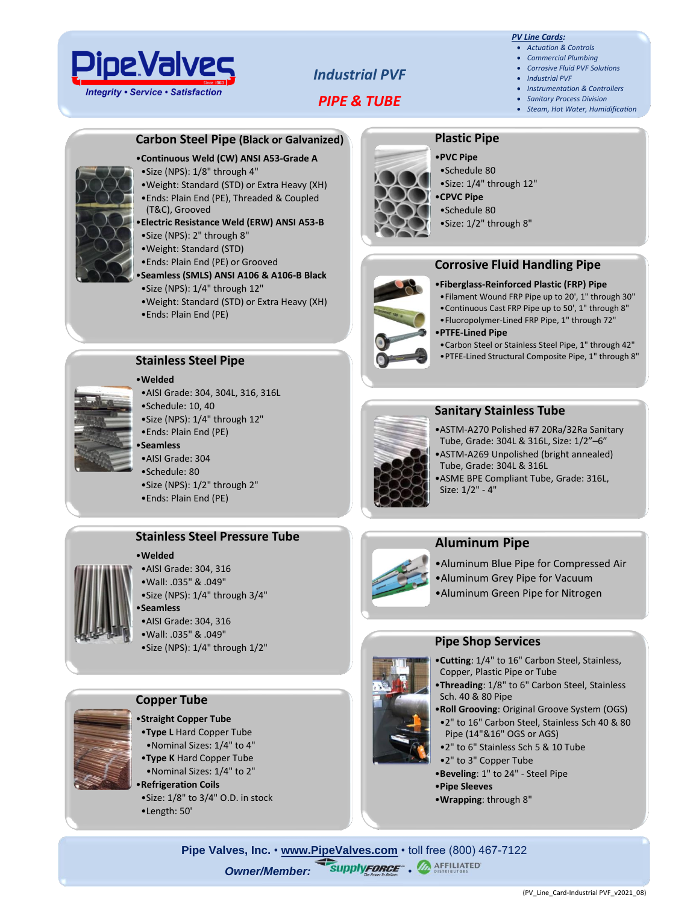# PipeValves

*Integrity • Service • Satisfaction*

## *Industrial PVF*

## *PIPE & TUBE*

***PV Line Cards:***

- *Actuation & Controls*
- *Commercial Plumbing*
- *Corrosive Fluid PVF Solutions*
- *Industrial PVF*
- *Instrumentation & Controllers*
- *Sanitary Process Division*
- *Steam, Hot Water, Humidification*

### Carbon Steel Pipe (Black or Galvanized)

- **Continuous Weld (CW) ANSI A53-Grade A**
  - Size (NPS): 1/8" through 4"
  - Weight: Standard (STD) or Extra Heavy (XH)
  - Ends: Plain End (PE), Threaded & Coupled (T&C), Grooved
- **Electric Resistance Weld (ERW) ANSI A53-B**
  - Size (NPS): 2" through 8"
  - Weight: Standard (STD)
  - Ends: Plain End (PE) or Grooved
- **Seamless (SMLS) ANSI A106 & A106-B Black**
  - Size (NPS): 1/4" through 12"
  - Weight: Standard (STD) or Extra Heavy (XH)
  - Ends: Plain End (PE)

### Stainless Steel Pipe

- **Welded**
  - AISI Grade: 304, 304L, 316, 316L
  - Schedule: 10, 40
  - Size (NPS): 1/4" through 12"
  - Ends: Plain End (PE)
- **Seamless**
  - AISI Grade: 304
  - Schedule: 80
  - Size (NPS): 1/2" through 2"
  - Ends: Plain End (PE)

### Stainless Steel Pressure Tube

- **Welded**
  - AISI Grade: 304, 316
  - Wall: .035" & .049"
  - Size (NPS): 1/4" through 3/4"
- **Seamless**
  - AISI Grade: 304, 316
  - Wall: .035" & .049"
  - Size (NPS): 1/4" through 1/2"

### Copper Tube

- **Straight Copper Tube**
  - **Type L** Hard Copper Tube
    - Nominal Sizes: 1/4" to 4"
  - **Type K** Hard Copper Tube
    - Nominal Sizes: 1/4" to 2"
- **Refrigeration Coils**
  - Size: 1/8" to 3/4" O.D. in stock
  - Length: 50'

### Plastic Pipe

- **PVC Pipe**
  - Schedule 80
  - Size: 1/4" through 12"
- **CPVC Pipe**
  - Schedule 80
  - Size: 1/2" through 8"

### Corrosive Fluid Handling Pipe

- **Fiberglass-Reinforced Plastic (FRP) Pipe**
  - Filament Wound FRP Pipe up to 20', 1" through 30"
  - Continuous Cast FRP Pipe up to 50', 1" through 8"
  - Fluoropolymer-Lined FRP Pipe, 1" through 72"
- **PTFE-Lined Pipe**
  - Carbon Steel or Stainless Steel Pipe, 1" through 42"
  - PTFE-Lined Structural Composite Pipe, 1" through 8"

### Sanitary Stainless Tube

- ASTM-A270 Polished #7 20Ra/32Ra Sanitary Tube, Grade: 304L & 316L, Size: 1/2"–6"
- ASTM-A269 Unpolished (bright annealed) Tube, Grade: 304L & 316L
- ASME BPE Compliant Tube, Grade: 316L, Size: 1/2" - 4"

### Aluminum Pipe

- Aluminum Blue Pipe for Compressed Air
- Aluminum Grey Pipe for Vacuum
- Aluminum Green Pipe for Nitrogen

### Pipe Shop Services

- **Cutting**: 1/4" to 16" Carbon Steel, Stainless, Copper, Plastic Pipe or Tube
- **Threading**: 1/8" to 6" Carbon Steel, Stainless Sch. 40 & 80 Pipe
- **Roll Grooving**: Original Groove System (OGS)
  - 2" to 16" Carbon Steel, Stainless Sch 40 & 80 Pipe (14"&16" OGS or AGS)
  - 2" to 6" Stainless Sch 5 & 10 Tube
  - 2" to 3" Copper Tube
- **Beveling**: 1" to 24" - Steel Pipe
- **Pipe Sleeves**
- **Wrapping**: through 8"

**Pipe Valves, Inc.** • www.PipeValves.com • toll free (800) 467-7122

***Owner/Member:*** supplyFORCE • AFFILIATED DISTRIBUTORS

(PV_Line_Card-Industrial PVF_v2021_08)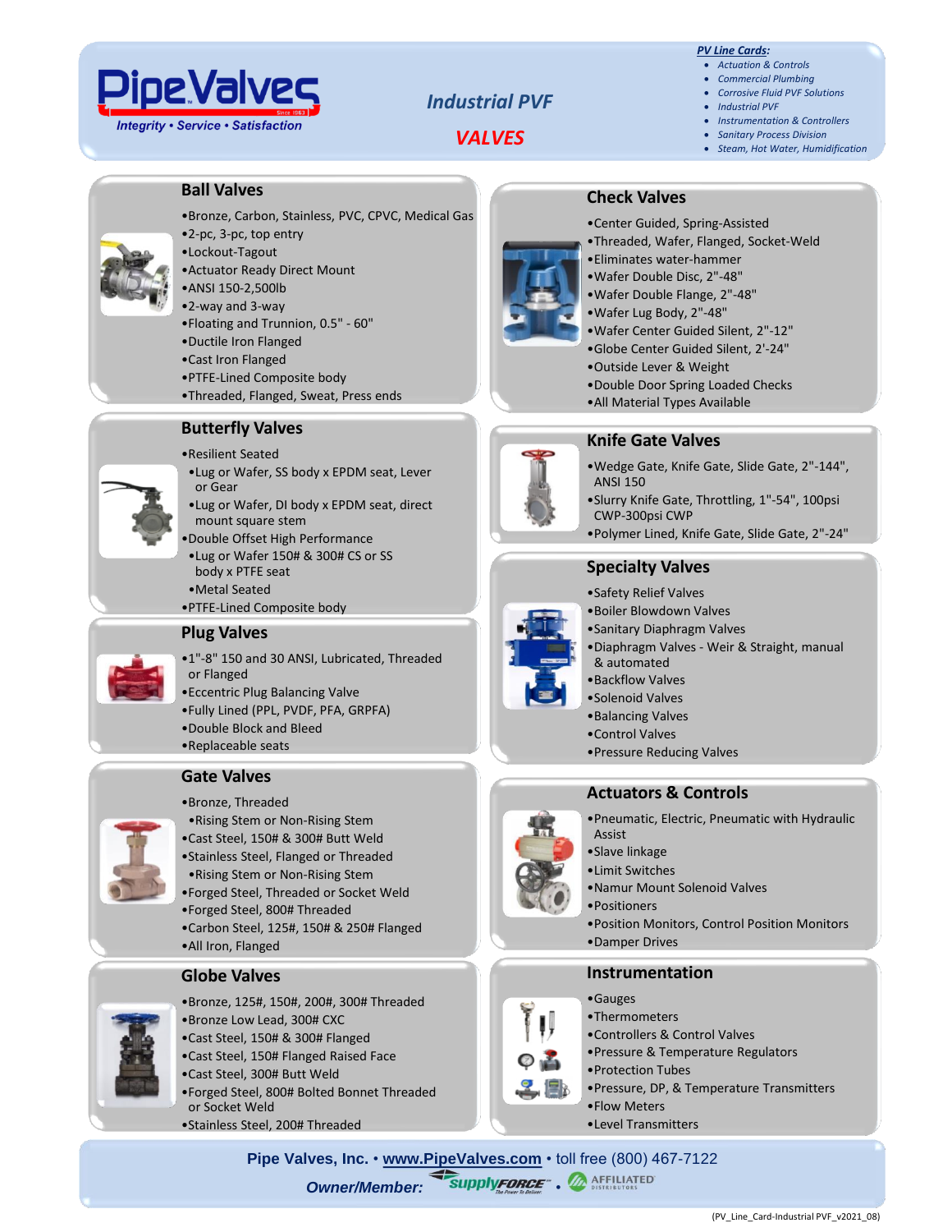# PipeValves

*Integrity • Service • Satisfaction*

## *Industrial PVF*

## *VALVES*

***PV Line Cards:***

- *Actuation & Controls*
- *Commercial Plumbing*
- *Corrosive Fluid PVF Solutions*
- *Industrial PVF*
- *Instrumentation & Controllers*
- *Sanitary Process Division*
- *Steam, Hot Water, Humidification*

### Ball Valves

- Bronze, Carbon, Stainless, PVC, CPVC, Medical Gas
- 2-pc, 3-pc, top entry
- Lockout-Tagout
- Actuator Ready Direct Mount
- ANSI 150-2,500lb
- 2-way and 3-way
- Floating and Trunnion, 0.5" - 60"
- Ductile Iron Flanged
- Cast Iron Flanged
- PTFE-Lined Composite body
- Threaded, Flanged, Sweat, Press ends

### Butterfly Valves

- Resilient Seated
  - Lug or Wafer, SS body x EPDM seat, Lever or Gear
  - Lug or Wafer, DI body x EPDM seat, direct mount square stem
- Double Offset High Performance
  - Lug or Wafer 150# & 300# CS or SS body x PTFE seat
  - Metal Seated
- PTFE-Lined Composite body

### Plug Valves

- 1"-8" 150 and 30 ANSI, Lubricated, Threaded or Flanged
- Eccentric Plug Balancing Valve
- Fully Lined (PPL, PVDF, PFA, GRPFA)
- Double Block and Bleed
- Replaceable seats

### Gate Valves

- Bronze, Threaded
  - Rising Stem or Non-Rising Stem
- Cast Steel, 150# & 300# Butt Weld
- Stainless Steel, Flanged or Threaded
  - Rising Stem or Non-Rising Stem
- Forged Steel, Threaded or Socket Weld
- Forged Steel, 800# Threaded
- Carbon Steel, 125#, 150# & 250# Flanged
- All Iron, Flanged

### Globe Valves

- Bronze, 125#, 150#, 200#, 300# Threaded
- Bronze Low Lead, 300# CXC
- Cast Steel, 150# & 300# Flanged
- Cast Steel, 150# Flanged Raised Face
- Cast Steel, 300# Butt Weld
- Forged Steel, 800# Bolted Bonnet Threaded or Socket Weld
- Stainless Steel, 200# Threaded

### Check Valves

- Center Guided, Spring-Assisted
- Threaded, Wafer, Flanged, Socket-Weld
- Eliminates water-hammer
- Wafer Double Disc, 2"-48"
- Wafer Double Flange, 2"-48"
- Wafer Lug Body, 2"-48"
- Wafer Center Guided Silent, 2"-12"
- Globe Center Guided Silent, 2'-24"
- Outside Lever & Weight
- Double Door Spring Loaded Checks
- All Material Types Available

### Knife Gate Valves

- Wedge Gate, Knife Gate, Slide Gate, 2"-144", ANSI 150
- Slurry Knife Gate, Throttling, 1"-54", 100psi CWP-300psi CWP
- Polymer Lined, Knife Gate, Slide Gate, 2"-24"

### Specialty Valves

- Safety Relief Valves
- Boiler Blowdown Valves
- Sanitary Diaphragm Valves
- Diaphragm Valves - Weir & Straight, manual & automated
- Backflow Valves
- Solenoid Valves
- Balancing Valves
- Control Valves
- Pressure Reducing Valves

### Actuators & Controls

- Pneumatic, Electric, Pneumatic with Hydraulic Assist
- Slave linkage
- Limit Switches
- Namur Mount Solenoid Valves
- Positioners
- Position Monitors, Control Position Monitors
- Damper Drives

### Instrumentation

- Gauges
- Thermometers
- Controllers & Control Valves
- Pressure & Temperature Regulators
- Protection Tubes
- Pressure, DP, & Temperature Transmitters
- Flow Meters
- Level Transmitters

**Pipe Valves, Inc.** • **www.PipeValves.com** • toll free (800) 467-7122

***Owner/Member:*** supplyFORCE • AFFILIATED DISTRIBUTORS

(PV_Line_Card-Industrial PVF_v2021_08)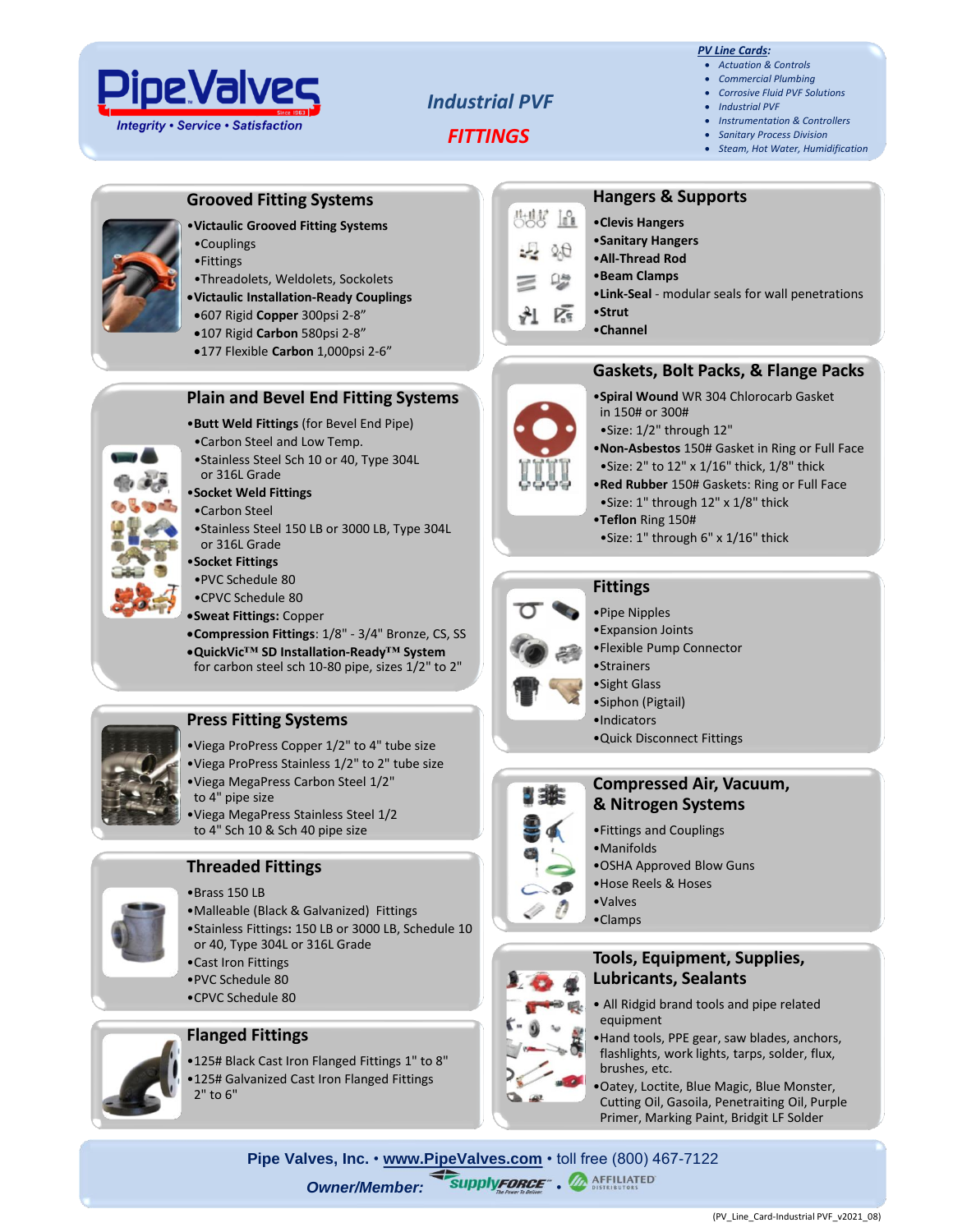# PipeValves

*Integrity • Service • Satisfaction*

## *Industrial PVF*

## *FITTINGS*

***PV Line Cards:***

- *Actuation & Controls*
- *Commercial Plumbing*
- *Corrosive Fluid PVF Solutions*
- *Industrial PVF*
- *Instrumentation & Controllers*
- *Sanitary Process Division*
- *Steam, Hot Water, Humidification*

### Grooved Fitting Systems

- **Victaulic Grooved Fitting Systems**
  - Couplings
  - Fittings
  - Threadolets, Weldolets, Sockolets
- **Victaulic Installation-Ready Couplings**
  - 607 Rigid **Copper** 300psi 2-8"
  - 107 Rigid **Carbon** 580psi 2-8"
  - 177 Flexible **Carbon** 1,000psi 2-6"

### Plain and Bevel End Fitting Systems

- **Butt Weld Fittings** (for Bevel End Pipe)
  - Carbon Steel and Low Temp.
  - Stainless Steel Sch 10 or 40, Type 304L or 316L Grade
- **Socket Weld Fittings**
  - Carbon Steel
  - Stainless Steel 150 LB or 3000 LB, Type 304L or 316L Grade
- **Socket Fittings**
  - PVC Schedule 80
  - CPVC Schedule 80
- **Sweat Fittings:** Copper
- **Compression Fittings**: 1/8" - 3/4" Bronze, CS, SS
- **QuickVic™ SD Installation-Ready™ System** for carbon steel sch 10-80 pipe, sizes 1/2" to 2"

### Press Fitting Systems

- Viega ProPress Copper 1/2" to 4" tube size
- Viega ProPress Stainless 1/2" to 2" tube size
- Viega MegaPress Carbon Steel 1/2" to 4" pipe size
- Viega MegaPress Stainless Steel 1/2 to 4" Sch 10 & Sch 40 pipe size

### Threaded Fittings

- Brass 150 LB
- Malleable (Black & Galvanized) Fittings
- Stainless Fittings**:** 150 LB or 3000 LB, Schedule 10 or 40, Type 304L or 316L Grade
- Cast Iron Fittings
- PVC Schedule 80
- CPVC Schedule 80

### Flanged Fittings

- 125# Black Cast Iron Flanged Fittings 1" to 8"
- 125# Galvanized Cast Iron Flanged Fittings 2" to 6"

### Hangers & Supports

- **Clevis Hangers**
- **Sanitary Hangers**
- **All-Thread Rod**
- **Beam Clamps**
- **Link-Seal** - modular seals for wall penetrations
- **Strut**
- **Channel**

### Gaskets, Bolt Packs, & Flange Packs

- **Spiral Wound** WR 304 Chlorocarb Gasket in 150# or 300#
  - Size: 1/2" through 12"
- **Non-Asbestos** 150# Gasket in Ring or Full Face
  - Size: 2" to 12" x 1/16" thick, 1/8" thick
- **Red Rubber** 150# Gaskets: Ring or Full Face
  - Size: 1" through 12" x 1/8" thick
- **Teflon** Ring 150#
  - Size: 1" through 6" x 1/16" thick

### Fittings

- Pipe Nipples
- Expansion Joints
- Flexible Pump Connector
- Strainers
- Sight Glass
- Siphon (Pigtail)
- Indicators
- Quick Disconnect Fittings

### Compressed Air, Vacuum, & Nitrogen Systems

- Fittings and Couplings
- Manifolds
- OSHA Approved Blow Guns
- Hose Reels & Hoses
- Valves
- Clamps

### Tools, Equipment, Supplies, Lubricants, Sealants

- All Ridgid brand tools and pipe related equipment
- Hand tools, PPE gear, saw blades, anchors, flashlights, work lights, tarps, solder, flux, brushes, etc.
- Oatey, Loctite, Blue Magic, Blue Monster, Cutting Oil, Gasoila, Penetraiting Oil, Purple Primer, Marking Paint, Bridgit LF Solder

**Pipe Valves, Inc.** • **www.PipeValves.com** • toll free (800) 467-7122

*Owner/Member:* SupplyFORCE • AFFILIATED DISTRIBUTORS

(PV_Line_Card-Industrial PVF_v2021_08)